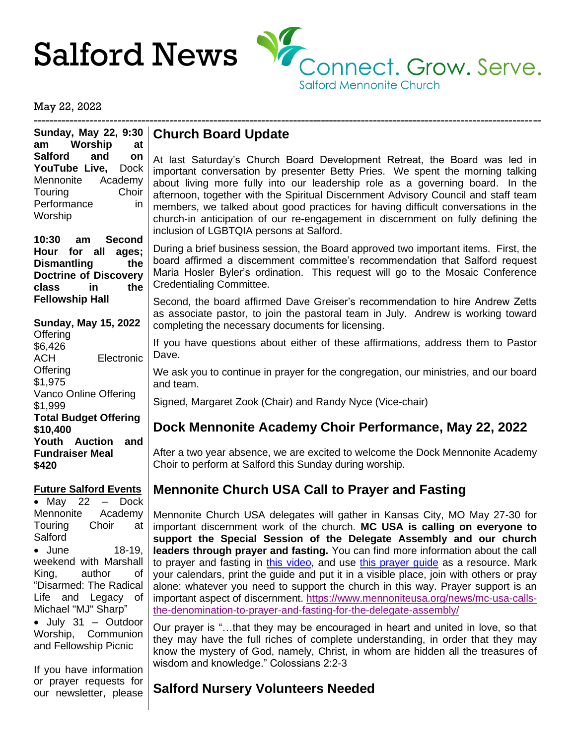# Salford News

Connect. Grow. Serve.
Salford Mennonite Church

May 22, 2022

---

**Sunday, May 22, 9:30 am Worship at Salford and on YouTube Live,** Dock Mennonite Academy Touring Choir Performance in Worship

**10:30 am Second Hour for all ages; Dismantling the Doctrine of Discovery class in the Fellowship Hall**

**Sunday, May 15, 2022**
Offering
$6,426
ACH Electronic Offering
$1,975
Vanco Online Offering
$1,999
**Total Budget Offering $10,400**
**Youth Auction and Fundraiser Meal $420**

**Future Salford Events**

- May 22 – Dock Mennonite Academy Touring Choir at Salford
- June 18-19, weekend with Marshall King, author of "Disarmed: The Radical Life and Legacy of Michael "MJ" Sharp"
- July 31 – Outdoor Worship, Communion and Fellowship Picnic

If you have information or prayer requests for our newsletter, please

## Church Board Update

At last Saturday's Church Board Development Retreat, the Board was led in important conversation by presenter Betty Pries. We spent the morning talking about living more fully into our leadership role as a governing board. In the afternoon, together with the Spiritual Discernment Advisory Council and staff team members, we talked about good practices for having difficult conversations in the church-in anticipation of our re-engagement in discernment on fully defining the inclusion of LGBTQIA persons at Salford.

During a brief business session, the Board approved two important items. First, the board affirmed a discernment committee's recommendation that Salford request Maria Hosler Byler's ordination. This request will go to the Mosaic Conference Credentialing Committee.

Second, the board affirmed Dave Greiser's recommendation to hire Andrew Zetts as associate pastor, to join the pastoral team in July. Andrew is working toward completing the necessary documents for licensing.

If you have questions about either of these affirmations, address them to Pastor Dave.

We ask you to continue in prayer for the congregation, our ministries, and our board and team.

Signed, Margaret Zook (Chair) and Randy Nyce (Vice-chair)

## Dock Mennonite Academy Choir Performance, May 22, 2022

After a two year absence, we are excited to welcome the Dock Mennonite Academy Choir to perform at Salford this Sunday during worship.

## Mennonite Church USA Call to Prayer and Fasting

Mennonite Church USA delegates will gather in Kansas City, MO May 27-30 for important discernment work of the church. **MC USA is calling on everyone to support the Special Session of the Delegate Assembly and our church leaders through prayer and fasting.** You can find more information about the call to prayer and fasting in this video, and use this prayer guide as a resource. Mark your calendars, print the guide and put it in a visible place, join with others or pray alone: whatever you need to support the church in this way. Prayer support is an important aspect of discernment. https://www.mennoniteusa.org/news/mc-usa-calls-the-denomination-to-prayer-and-fasting-for-the-delegate-assembly/

Our prayer is "…that they may be encouraged in heart and united in love, so that they may have the full riches of complete understanding, in order that they may know the mystery of God, namely, Christ, in whom are hidden all the treasures of wisdom and knowledge." Colossians 2:2-3

## Salford Nursery Volunteers Needed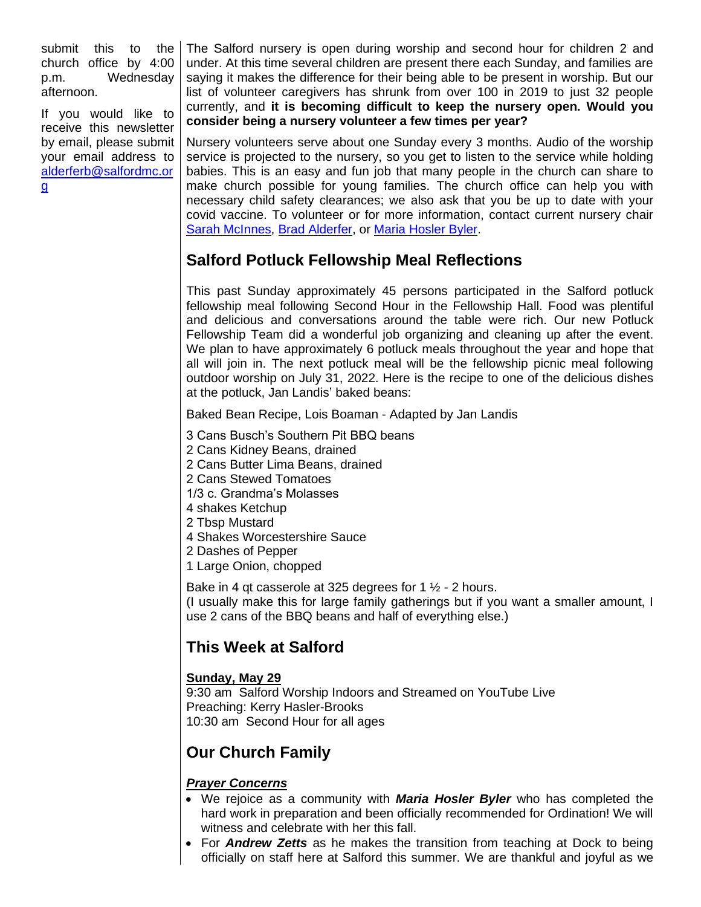submit this to the church office by 4:00 p.m. Wednesday afternoon.

If you would like to receive this newsletter by email, please submit your email address to [alderferb@salfordmc.org](mailto:alderferb@salfordmc.org)

The Salford nursery is open during worship and second hour for children 2 and under. At this time several children are present there each Sunday, and families are saying it makes the difference for their being able to be present in worship. But our list of volunteer caregivers has shrunk from over 100 in 2019 to just 32 people currently, and **it is becoming difficult to keep the nursery open. Would you consider being a nursery volunteer a few times per year?**

Nursery volunteers serve about one Sunday every 3 months. Audio of the worship service is projected to the nursery, so you get to listen to the service while holding babies. This is an easy and fun job that many people in the church can share to make church possible for young families. The church office can help you with necessary child safety clearances; we also ask that you be up to date with your covid vaccine. To volunteer or for more information, contact current nursery chair Sarah McInnes, Brad Alderfer, or Maria Hosler Byler.

## Salford Potluck Fellowship Meal Reflections

This past Sunday approximately 45 persons participated in the Salford potluck fellowship meal following Second Hour in the Fellowship Hall. Food was plentiful and delicious and conversations around the table were rich. Our new Potluck Fellowship Team did a wonderful job organizing and cleaning up after the event. We plan to have approximately 6 potluck meals throughout the year and hope that all will join in. The next potluck meal will be the fellowship picnic meal following outdoor worship on July 31, 2022. Here is the recipe to one of the delicious dishes at the potluck, Jan Landis' baked beans:

Baked Bean Recipe, Lois Boaman - Adapted by Jan Landis

3 Cans Busch's Southern Pit BBQ beans  
2 Cans Kidney Beans, drained  
2 Cans Butter Lima Beans, drained  
2 Cans Stewed Tomatoes  
1/3 c. Grandma's Molasses  
4 shakes Ketchup  
2 Tbsp Mustard  
4 Shakes Worcestershire Sauce  
2 Dashes of Pepper  
1 Large Onion, chopped

Bake in 4 qt casserole at 325 degrees for 1 ½ - 2 hours.  
(I usually make this for large family gatherings but if you want a smaller amount, I use 2 cans of the BBQ beans and half of everything else.)

## This Week at Salford

**Sunday, May 29**  
9:30 am Salford Worship Indoors and Streamed on YouTube Live  
Preaching: Kerry Hasler-Brooks  
10:30 am Second Hour for all ages

## Our Church Family

***Prayer Concerns***

- We rejoice as a community with ***Maria Hosler Byler*** who has completed the hard work in preparation and been officially recommended for Ordination! We will witness and celebrate with her this fall.
- For ***Andrew Zetts*** as he makes the transition from teaching at Dock to being officially on staff here at Salford this summer. We are thankful and joyful as we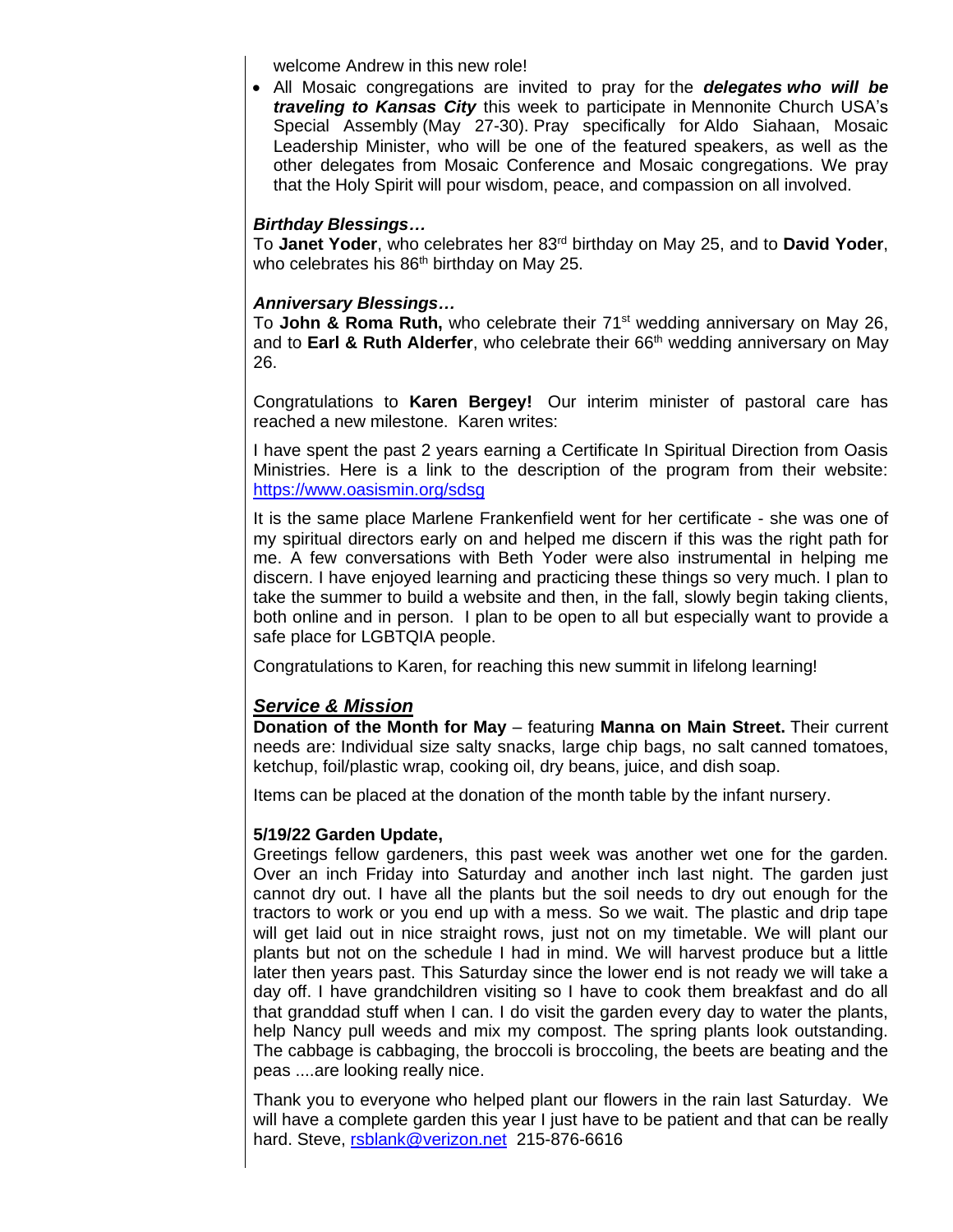welcome Andrew in this new role!

- All Mosaic congregations are invited to pray for the ***delegates who will be traveling to Kansas City*** this week to participate in Mennonite Church USA's Special Assembly (May 27-30). Pray specifically for Aldo Siahaan, Mosaic Leadership Minister, who will be one of the featured speakers, as well as the other delegates from Mosaic Conference and Mosaic congregations. We pray that the Holy Spirit will pour wisdom, peace, and compassion on all involved.

***Birthday Blessings…***

To **Janet Yoder**, who celebrates her 83rd birthday on May 25, and to **David Yoder**, who celebrates his 86th birthday on May 25.

***Anniversary Blessings…***

To **John & Roma Ruth,** who celebrate their 71st wedding anniversary on May 26, and to **Earl & Ruth Alderfer**, who celebrate their 66th wedding anniversary on May 26.

Congratulations to **Karen Bergey!** Our interim minister of pastoral care has reached a new milestone. Karen writes:

I have spent the past 2 years earning a Certificate In Spiritual Direction from Oasis Ministries. Here is a link to the description of the program from their website: [https://www.oasismin.org/sdsg](https://www.oasismin.org/sdsg)

It is the same place Marlene Frankenfield went for her certificate - she was one of my spiritual directors early on and helped me discern if this was the right path for me. A few conversations with Beth Yoder were also instrumental in helping me discern. I have enjoyed learning and practicing these things so very much. I plan to take the summer to build a website and then, in the fall, slowly begin taking clients, both online and in person. I plan to be open to all but especially want to provide a safe place for LGBTQIA people.

Congratulations to Karen, for reaching this new summit in lifelong learning!

## ***Service & Mission***

**Donation of the Month for May** – featuring **Manna on Main Street.** Their current needs are: Individual size salty snacks, large chip bags, no salt canned tomatoes, ketchup, foil/plastic wrap, cooking oil, dry beans, juice, and dish soap.

Items can be placed at the donation of the month table by the infant nursery.

**5/19/22 Garden Update,**

Greetings fellow gardeners, this past week was another wet one for the garden. Over an inch Friday into Saturday and another inch last night. The garden just cannot dry out. I have all the plants but the soil needs to dry out enough for the tractors to work or you end up with a mess. So we wait. The plastic and drip tape will get laid out in nice straight rows, just not on my timetable. We will plant our plants but not on the schedule I had in mind. We will harvest produce but a little later then years past. This Saturday since the lower end is not ready we will take a day off. I have grandchildren visiting so I have to cook them breakfast and do all that granddad stuff when I can. I do visit the garden every day to water the plants, help Nancy pull weeds and mix my compost. The spring plants look outstanding. The cabbage is cabbaging, the broccoli is broccoling, the beets are beating and the peas ....are looking really nice.

Thank you to everyone who helped plant our flowers in the rain last Saturday. We will have a complete garden this year I just have to be patient and that can be really hard. Steve, [rsblank@verizon.net](mailto:rsblank@verizon.net) 215-876-6616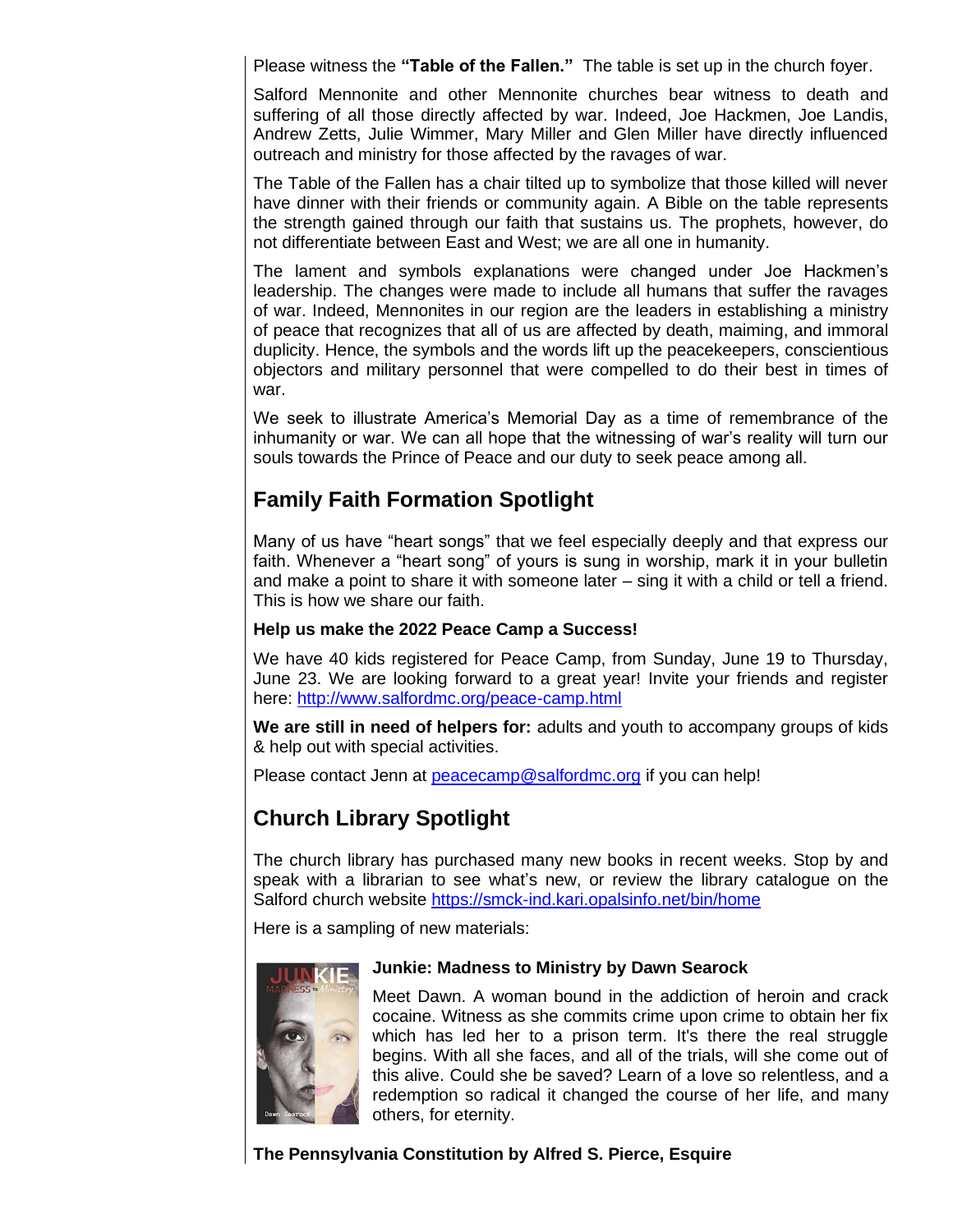Please witness the **"Table of the Fallen."** The table is set up in the church foyer.

Salford Mennonite and other Mennonite churches bear witness to death and suffering of all those directly affected by war. Indeed, Joe Hackmen, Joe Landis, Andrew Zetts, Julie Wimmer, Mary Miller and Glen Miller have directly influenced outreach and ministry for those affected by the ravages of war.

The Table of the Fallen has a chair tilted up to symbolize that those killed will never have dinner with their friends or community again. A Bible on the table represents the strength gained through our faith that sustains us. The prophets, however, do not differentiate between East and West; we are all one in humanity.

The lament and symbols explanations were changed under Joe Hackmen's leadership. The changes were made to include all humans that suffer the ravages of war. Indeed, Mennonites in our region are the leaders in establishing a ministry of peace that recognizes that all of us are affected by death, maiming, and immoral duplicity. Hence, the symbols and the words lift up the peacekeepers, conscientious objectors and military personnel that were compelled to do their best in times of war.

We seek to illustrate America's Memorial Day as a time of remembrance of the inhumanity or war. We can all hope that the witnessing of war's reality will turn our souls towards the Prince of Peace and our duty to seek peace among all.

## Family Faith Formation Spotlight

Many of us have "heart songs" that we feel especially deeply and that express our faith. Whenever a "heart song" of yours is sung in worship, mark it in your bulletin and make a point to share it with someone later – sing it with a child or tell a friend. This is how we share our faith.

**Help us make the 2022 Peace Camp a Success!**

We have 40 kids registered for Peace Camp, from Sunday, June 19 to Thursday, June 23. We are looking forward to a great year! Invite your friends and register here: http://www.salfordmc.org/peace-camp.html

**We are still in need of helpers for:** adults and youth to accompany groups of kids & help out with special activities.

Please contact Jenn at peacecamp@salfordmc.org if you can help!

## Church Library Spotlight

The church library has purchased many new books in recent weeks. Stop by and speak with a librarian to see what's new, or review the library catalogue on the Salford church website https://smck-ind.kari.opalsinfo.net/bin/home

Here is a sampling of new materials:

**Junkie: Madness to Ministry by Dawn Searock**

Meet Dawn. A woman bound in the addiction of heroin and crack cocaine. Witness as she commits crime upon crime to obtain her fix which has led her to a prison term. It's there the real struggle begins. With all she faces, and all of the trials, will she come out of this alive. Could she be saved? Learn of a love so relentless, and a redemption so radical it changed the course of her life, and many others, for eternity.

**The Pennsylvania Constitution by Alfred S. Pierce, Esquire**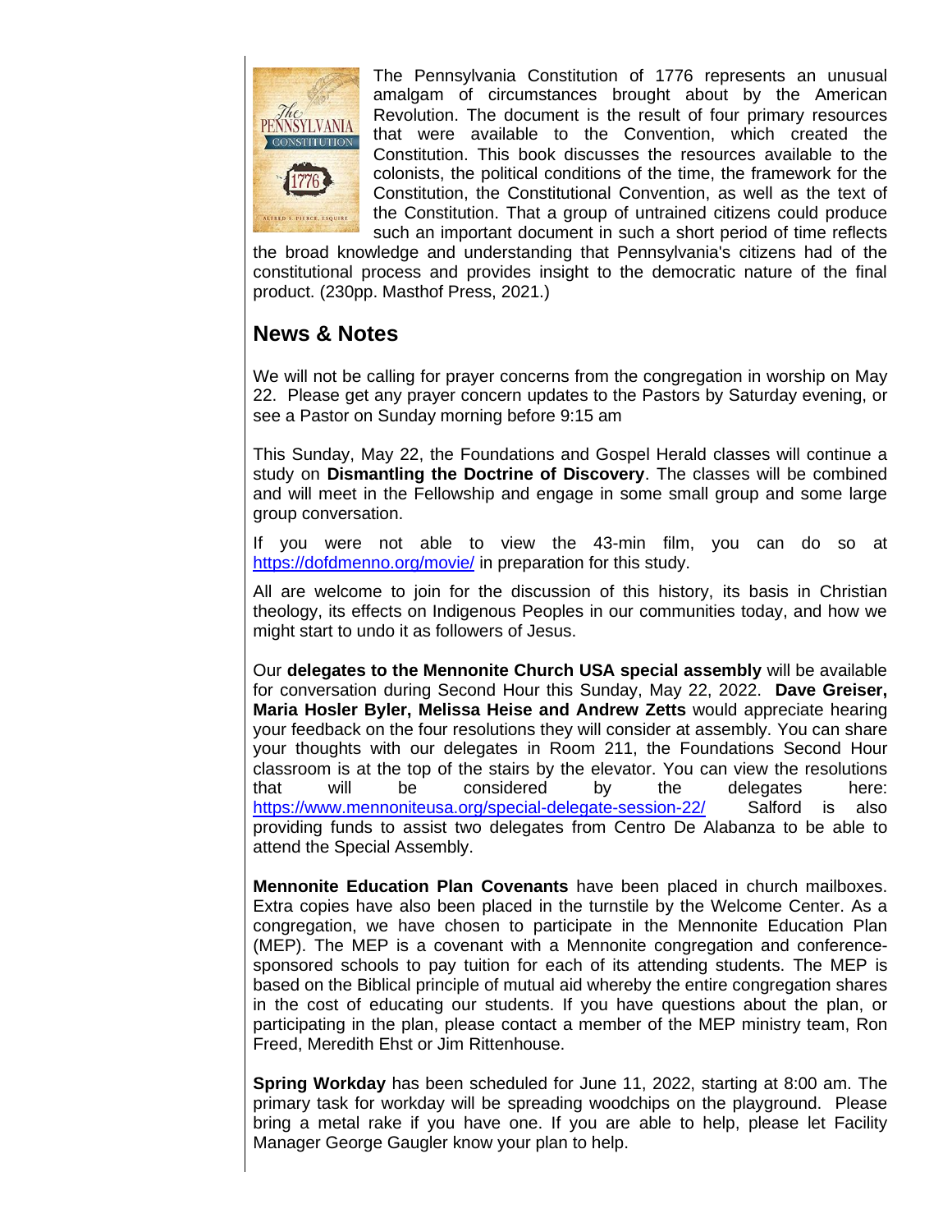The Pennsylvania Constitution of 1776 represents an unusual amalgam of circumstances brought about by the American Revolution. The document is the result of four primary resources that were available to the Convention, which created the Constitution. This book discusses the resources available to the colonists, the political conditions of the time, the framework for the Constitution, the Constitutional Convention, as well as the text of the Constitution. That a group of untrained citizens could produce such an important document in such a short period of time reflects the broad knowledge and understanding that Pennsylvania's citizens had of the constitutional process and provides insight to the democratic nature of the final product. (230pp. Masthof Press, 2021.)

## News & Notes

We will not be calling for prayer concerns from the congregation in worship on May 22. Please get any prayer concern updates to the Pastors by Saturday evening, or see a Pastor on Sunday morning before 9:15 am

This Sunday, May 22, the Foundations and Gospel Herald classes will continue a study on **Dismantling the Doctrine of Discovery**. The classes will be combined and will meet in the Fellowship and engage in some small group and some large group conversation.

If you were not able to view the 43-min film, you can do so at https://dofdmenno.org/movie/ in preparation for this study.

All are welcome to join for the discussion of this history, its basis in Christian theology, its effects on Indigenous Peoples in our communities today, and how we might start to undo it as followers of Jesus.

Our **delegates to the Mennonite Church USA special assembly** will be available for conversation during Second Hour this Sunday, May 22, 2022. **Dave Greiser, Maria Hosler Byler, Melissa Heise and Andrew Zetts** would appreciate hearing your feedback on the four resolutions they will consider at assembly. You can share your thoughts with our delegates in Room 211, the Foundations Second Hour classroom is at the top of the stairs by the elevator. You can view the resolutions that will be considered by the delegates here: https://www.mennoniteusa.org/special-delegate-session-22/ Salford is also providing funds to assist two delegates from Centro De Alabanza to be able to attend the Special Assembly.

**Mennonite Education Plan Covenants** have been placed in church mailboxes. Extra copies have also been placed in the turnstile by the Welcome Center. As a congregation, we have chosen to participate in the Mennonite Education Plan (MEP). The MEP is a covenant with a Mennonite congregation and conference-sponsored schools to pay tuition for each of its attending students. The MEP is based on the Biblical principle of mutual aid whereby the entire congregation shares in the cost of educating our students. If you have questions about the plan, or participating in the plan, please contact a member of the MEP ministry team, Ron Freed, Meredith Ehst or Jim Rittenhouse.

**Spring Workday** has been scheduled for June 11, 2022, starting at 8:00 am. The primary task for workday will be spreading woodchips on the playground. Please bring a metal rake if you have one. If you are able to help, please let Facility Manager George Gaugler know your plan to help.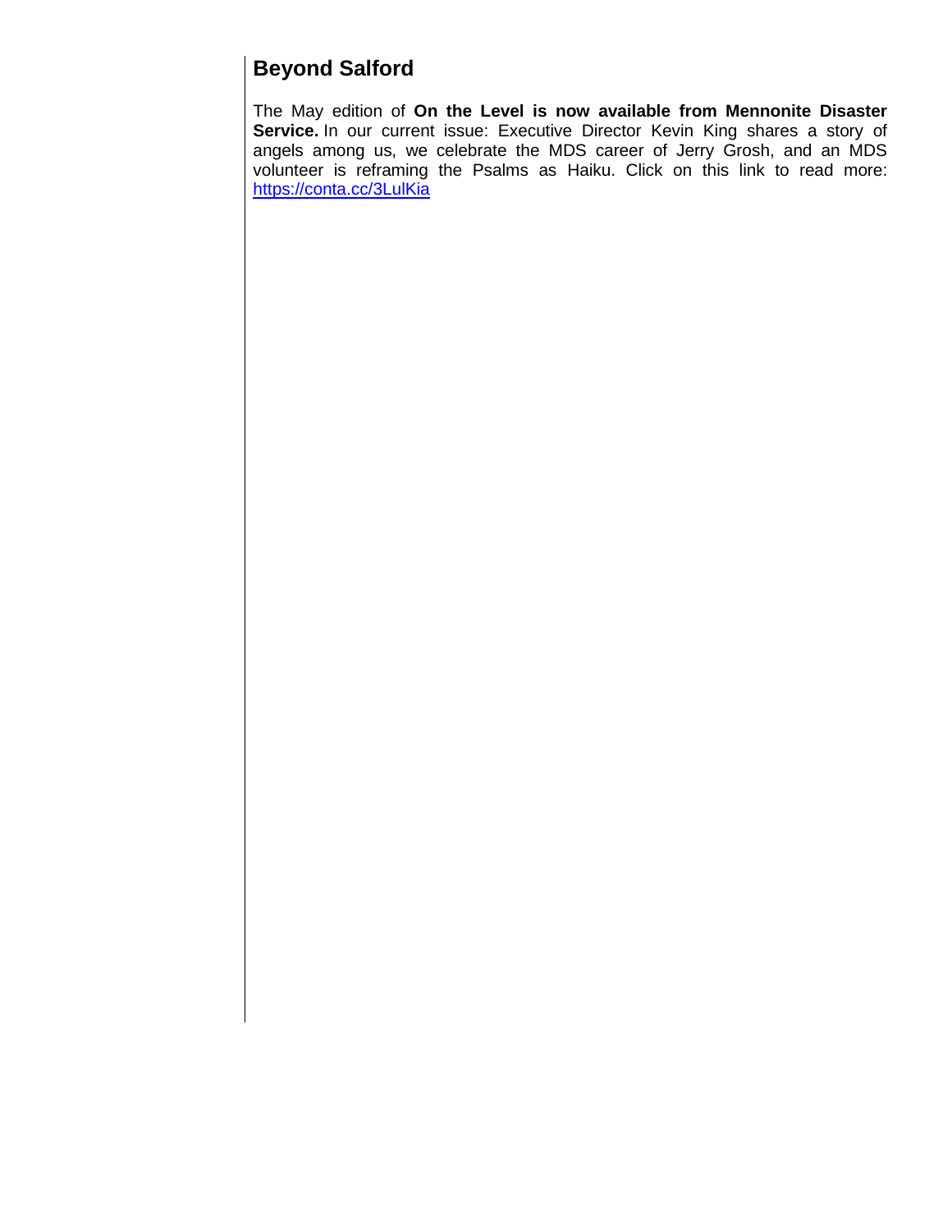## Beyond Salford

The May edition of **On the Level is now available from Mennonite Disaster Service.** In our current issue: Executive Director Kevin King shares a story of angels among us, we celebrate the MDS career of Jerry Grosh, and an MDS volunteer is reframing the Psalms as Haiku. Click on this link to read more: https://conta.cc/3LulKia